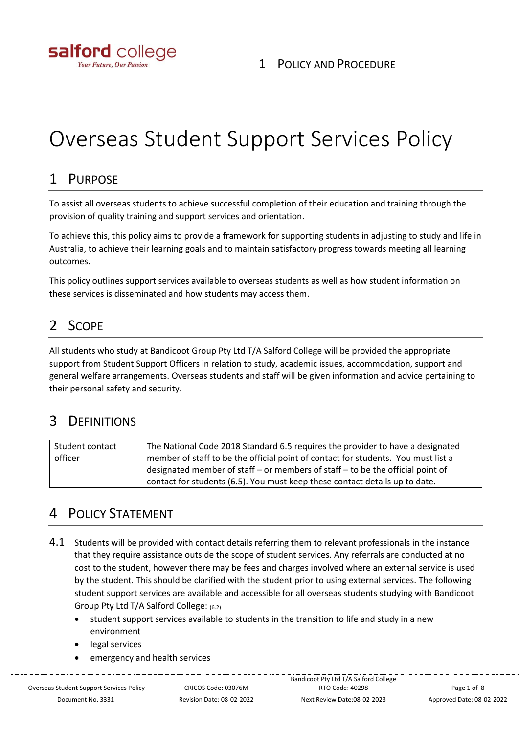salford college
*Your Future, Our Passion*

1 Policy and Procedure

# Overseas Student Support Services Policy

## 1 Purpose

To assist all overseas students to achieve successful completion of their education and training through the provision of quality training and support services and orientation.

To achieve this, this policy aims to provide a framework for supporting students in adjusting to study and life in Australia, to achieve their learning goals and to maintain satisfactory progress towards meeting all learning outcomes.

This policy outlines support services available to overseas students as well as how student information on these services is disseminated and how students may access them.

## 2 Scope

All students who study at Bandicoot Group Pty Ltd T/A Salford College will be provided the appropriate support from Student Support Officers in relation to study, academic issues, accommodation, support and general welfare arrangements. Overseas students and staff will be given information and advice pertaining to their personal safety and security.

## 3 Definitions

| | |
|---|---|
| Student contact officer | The National Code 2018 Standard 6.5 requires the provider to have a designated member of staff to be the official point of contact for students. You must list a designated member of staff – or members of staff – to be the official point of contact for students (6.5). You must keep these contact details up to date. |

## 4 Policy Statement

4.1 Students will be provided with contact details referring them to relevant professionals in the instance that they require assistance outside the scope of student services. Any referrals are conducted at no cost to the student, however there may be fees and charges involved where an external service is used by the student. This should be clarified with the student prior to using external services. The following student support services are available and accessible for all overseas students studying with Bandicoot Group Pty Ltd T/A Salford College: (6.2)

- student support services available to students in the transition to life and study in a new environment
- legal services
- emergency and health services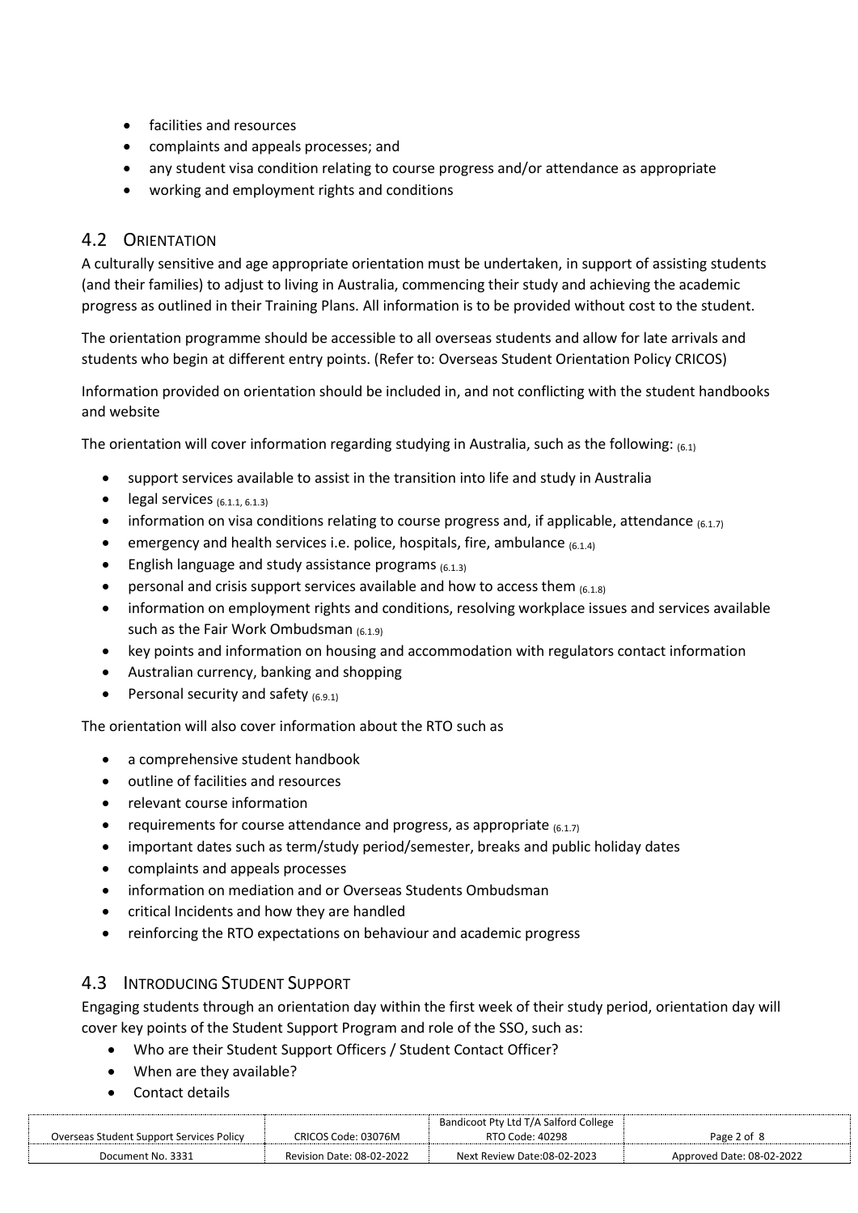- facilities and resources
- complaints and appeals processes; and
- any student visa condition relating to course progress and/or attendance as appropriate
- working and employment rights and conditions

## 4.2 Orientation

A culturally sensitive and age appropriate orientation must be undertaken, in support of assisting students (and their families) to adjust to living in Australia, commencing their study and achieving the academic progress as outlined in their Training Plans. All information is to be provided without cost to the student.

The orientation programme should be accessible to all overseas students and allow for late arrivals and students who begin at different entry points. (Refer to: Overseas Student Orientation Policy CRICOS)

Information provided on orientation should be included in, and not conflicting with the student handbooks and website

The orientation will cover information regarding studying in Australia, such as the following: (6.1)

- support services available to assist in the transition into life and study in Australia
- legal services (6.1.1, 6.1.3)
- information on visa conditions relating to course progress and, if applicable, attendance (6.1.7)
- emergency and health services i.e. police, hospitals, fire, ambulance (6.1.4)
- English language and study assistance programs (6.1.3)
- personal and crisis support services available and how to access them (6.1.8)
- information on employment rights and conditions, resolving workplace issues and services available such as the Fair Work Ombudsman (6.1.9)
- key points and information on housing and accommodation with regulators contact information
- Australian currency, banking and shopping
- Personal security and safety (6.9.1)

The orientation will also cover information about the RTO such as

- a comprehensive student handbook
- outline of facilities and resources
- relevant course information
- requirements for course attendance and progress, as appropriate (6.1.7)
- important dates such as term/study period/semester, breaks and public holiday dates
- complaints and appeals processes
- information on mediation and or Overseas Students Ombudsman
- critical Incidents and how they are handled
- reinforcing the RTO expectations on behaviour and academic progress

## 4.3 Introducing Student Support

Engaging students through an orientation day within the first week of their study period, orientation day will cover key points of the Student Support Program and role of the SSO, such as:

- Who are their Student Support Officers / Student Contact Officer?
- When are they available?
- Contact details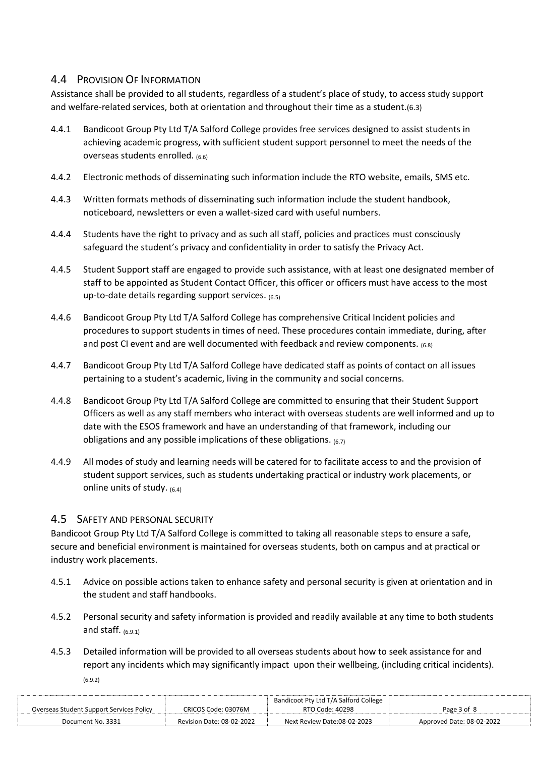## 4.4 Provision Of Information

Assistance shall be provided to all students, regardless of a student's place of study, to access study support and welfare-related services, both at orientation and throughout their time as a student.(6.3)

4.4.1 Bandicoot Group Pty Ltd T/A Salford College provides free services designed to assist students in achieving academic progress, with sufficient student support personnel to meet the needs of the overseas students enrolled. (6.6)

4.4.2 Electronic methods of disseminating such information include the RTO website, emails, SMS etc.

4.4.3 Written formats methods of disseminating such information include the student handbook, noticeboard, newsletters or even a wallet-sized card with useful numbers.

4.4.4 Students have the right to privacy and as such all staff, policies and practices must consciously safeguard the student's privacy and confidentiality in order to satisfy the Privacy Act.

4.4.5 Student Support staff are engaged to provide such assistance, with at least one designated member of staff to be appointed as Student Contact Officer, this officer or officers must have access to the most up-to-date details regarding support services. (6.5)

4.4.6 Bandicoot Group Pty Ltd T/A Salford College has comprehensive Critical Incident policies and procedures to support students in times of need. These procedures contain immediate, during, after and post CI event and are well documented with feedback and review components. (6.8)

4.4.7 Bandicoot Group Pty Ltd T/A Salford College have dedicated staff as points of contact on all issues pertaining to a student's academic, living in the community and social concerns.

4.4.8 Bandicoot Group Pty Ltd T/A Salford College are committed to ensuring that their Student Support Officers as well as any staff members who interact with overseas students are well informed and up to date with the ESOS framework and have an understanding of that framework, including our obligations and any possible implications of these obligations. (6.7)

4.4.9 All modes of study and learning needs will be catered for to facilitate access to and the provision of student support services, such as students undertaking practical or industry work placements, or online units of study. (6.4)

## 4.5 Safety and Personal Security

Bandicoot Group Pty Ltd T/A Salford College is committed to taking all reasonable steps to ensure a safe, secure and beneficial environment is maintained for overseas students, both on campus and at practical or industry work placements.

4.5.1 Advice on possible actions taken to enhance safety and personal security is given at orientation and in the student and staff handbooks.

4.5.2 Personal security and safety information is provided and readily available at any time to both students and staff. (6.9.1)

4.5.3 Detailed information will be provided to all overseas students about how to seek assistance for and report any incidents which may significantly impact upon their wellbeing, (including critical incidents). (6.9.2)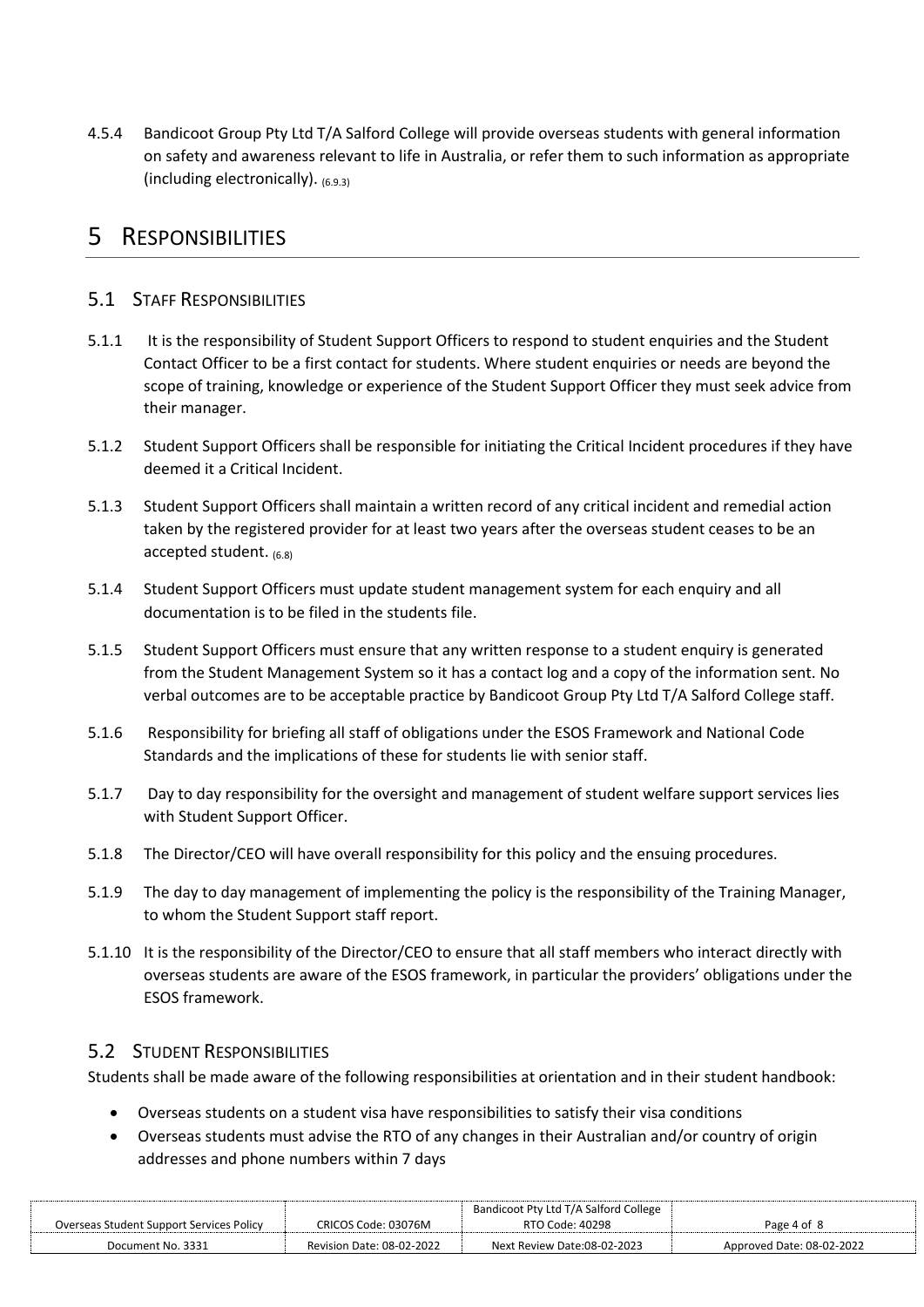4.5.4 Bandicoot Group Pty Ltd T/A Salford College will provide overseas students with general information on safety and awareness relevant to life in Australia, or refer them to such information as appropriate (including electronically). (6.9.3)

# 5 RESPONSIBILITIES

## 5.1 STAFF RESPONSIBILITIES

5.1.1 It is the responsibility of Student Support Officers to respond to student enquiries and the Student Contact Officer to be a first contact for students. Where student enquiries or needs are beyond the scope of training, knowledge or experience of the Student Support Officer they must seek advice from their manager.

5.1.2 Student Support Officers shall be responsible for initiating the Critical Incident procedures if they have deemed it a Critical Incident.

5.1.3 Student Support Officers shall maintain a written record of any critical incident and remedial action taken by the registered provider for at least two years after the overseas student ceases to be an accepted student. (6.8)

5.1.4 Student Support Officers must update student management system for each enquiry and all documentation is to be filed in the students file.

5.1.5 Student Support Officers must ensure that any written response to a student enquiry is generated from the Student Management System so it has a contact log and a copy of the information sent. No verbal outcomes are to be acceptable practice by Bandicoot Group Pty Ltd T/A Salford College staff.

5.1.6 Responsibility for briefing all staff of obligations under the ESOS Framework and National Code Standards and the implications of these for students lie with senior staff.

5.1.7 Day to day responsibility for the oversight and management of student welfare support services lies with Student Support Officer.

5.1.8 The Director/CEO will have overall responsibility for this policy and the ensuing procedures.

5.1.9 The day to day management of implementing the policy is the responsibility of the Training Manager, to whom the Student Support staff report.

5.1.10 It is the responsibility of the Director/CEO to ensure that all staff members who interact directly with overseas students are aware of the ESOS framework, in particular the providers' obligations under the ESOS framework.

## 5.2 STUDENT RESPONSIBILITIES

Students shall be made aware of the following responsibilities at orientation and in their student handbook:

- Overseas students on a student visa have responsibilities to satisfy their visa conditions
- Overseas students must advise the RTO of any changes in their Australian and/or country of origin addresses and phone numbers within 7 days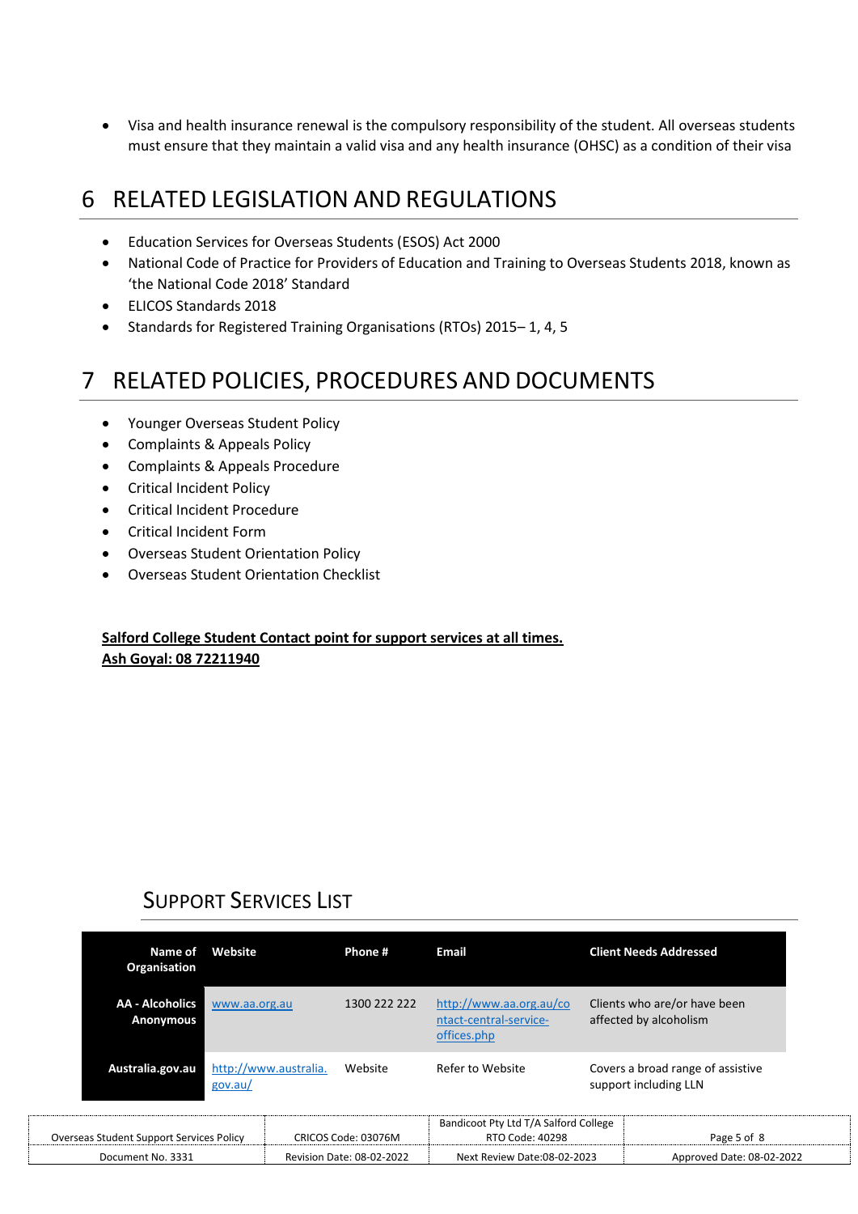- Visa and health insurance renewal is the compulsory responsibility of the student. All overseas students must ensure that they maintain a valid visa and any health insurance (OHSC) as a condition of their visa

# 6 RELATED LEGISLATION AND REGULATIONS

- Education Services for Overseas Students (ESOS) Act 2000
- National Code of Practice for Providers of Education and Training to Overseas Students 2018, known as 'the National Code 2018' Standard
- ELICOS Standards 2018
- Standards for Registered Training Organisations (RTOs) 2015– 1, 4, 5

# 7 RELATED POLICIES, PROCEDURES AND DOCUMENTS

- Younger Overseas Student Policy
- Complaints & Appeals Policy
- Complaints & Appeals Procedure
- Critical Incident Policy
- Critical Incident Procedure
- Critical Incident Form
- Overseas Student Orientation Policy
- Overseas Student Orientation Checklist

**Salford College Student Contact point for support services at all times.**
**Ash Goyal: 08 72211940**

## Support Services List

| Name of Organisation | Website | Phone # | Email | Client Needs Addressed |
|---|---|---|---|---|
| **AA - Alcoholics Anonymous** | www.aa.org.au | 1300 222 222 | http://www.aa.org.au/contact-central-service-offices.php | Clients who are/or have been affected by alcoholism |
| **Australia.gov.au** | http://www.australia.gov.au/ | Website | Refer to Website | Covers a broad range of assistive support including LLN |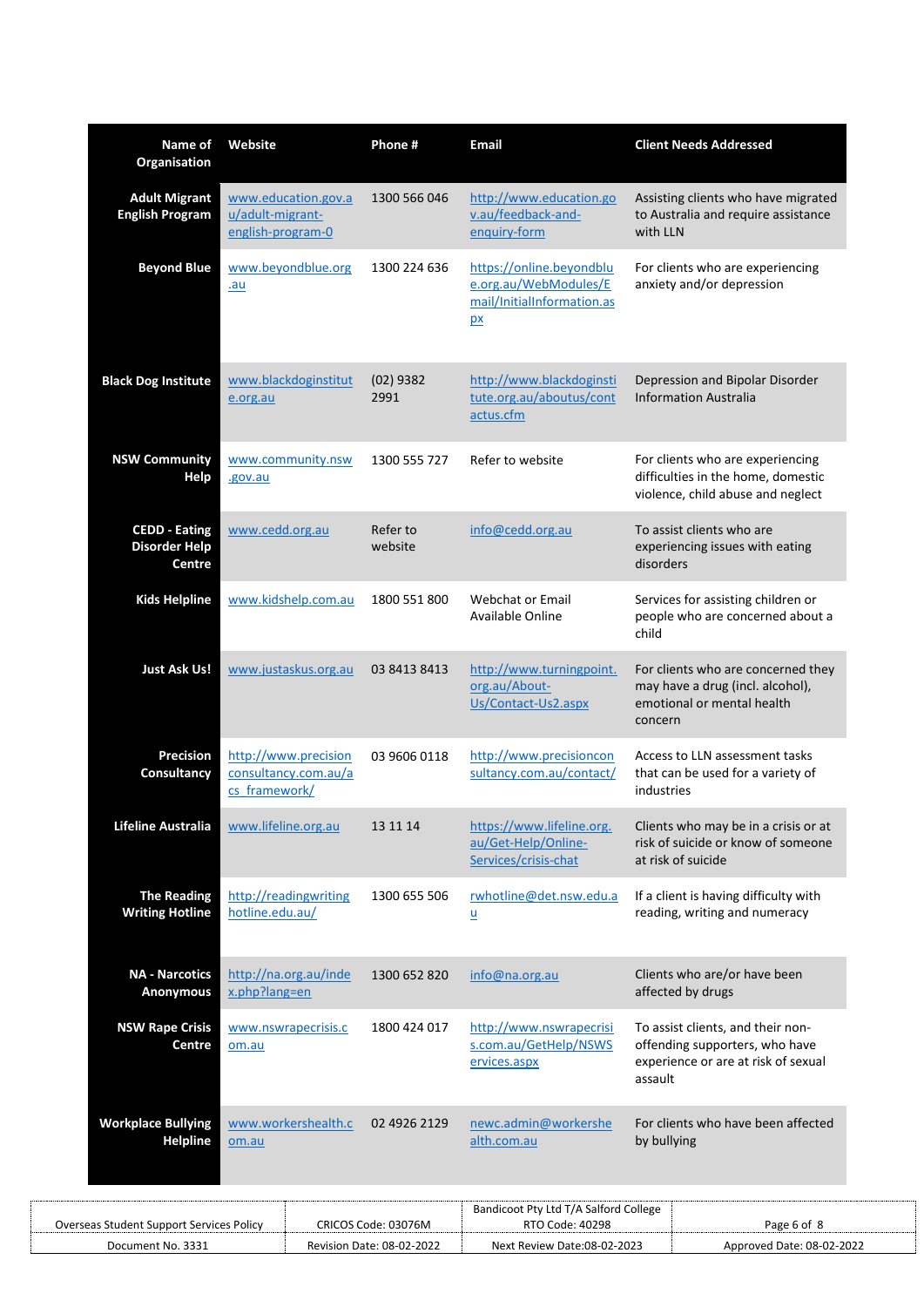| Name of Organisation | Website | Phone # | Email | Client Needs Addressed |
|---|---|---|---|---|
| **Adult Migrant English Program** | www.education.gov.au/adult-migrant-english-program-0 | 1300 566 046 | http://www.education.gov.au/feedback-and-enquiry-form | Assisting clients who have migrated to Australia and require assistance with LLN |
| **Beyond Blue** | www.beyondblue.org.au | 1300 224 636 | https://online.beyondblue.org.au/WebModules/Email/InitialInformation.aspx | For clients who are experiencing anxiety and/or depression |
| **Black Dog Institute** | www.blackdoginstitute.org.au | (02) 9382 2991 | http://www.blackdoginstitute.org.au/aboutus/contactus.cfm | Depression and Bipolar Disorder Information Australia |
| **NSW Community Help** | www.community.nsw.gov.au | 1300 555 727 | Refer to website | For clients who are experiencing difficulties in the home, domestic violence, child abuse and neglect |
| **CEDD - Eating Disorder Help Centre** | www.cedd.org.au | Refer to website | info@cedd.org.au | To assist clients who are experiencing issues with eating disorders |
| **Kids Helpline** | www.kidshelp.com.au | 1800 551 800 | Webchat or Email Available Online | Services for assisting children or people who are concerned about a child |
| **Just Ask Us!** | www.justaskus.org.au | 03 8413 8413 | http://www.turningpoint.org.au/About-Us/Contact-Us2.aspx | For clients who are concerned they may have a drug (incl. alcohol), emotional or mental health concern |
| **Precision Consultancy** | http://www.precisionconsultancy.com.au/acs_framework/ | 03 9606 0118 | http://www.precisionconsultancy.com.au/contact/ | Access to LLN assessment tasks that can be used for a variety of industries |
| **Lifeline Australia** | www.lifeline.org.au | 13 11 14 | https://www.lifeline.org.au/Get-Help/Online-Services/crisis-chat | Clients who may be in a crisis or at risk of suicide or know of someone at risk of suicide |
| **The Reading Writing Hotline** | http://readingwritinghotline.edu.au/ | 1300 655 506 | rwhotline@det.nsw.edu.au | If a client is having difficulty with reading, writing and numeracy |
| **NA - Narcotics Anonymous** | http://na.org.au/index.php?lang=en | 1300 652 820 | info@na.org.au | Clients who are/or have been affected by drugs |
| **NSW Rape Crisis Centre** | www.nswrapecrisis.com.au | 1800 424 017 | http://www.nswrapecrisis.com.au/GetHelp/NSWServices.aspx | To assist clients, and their non-offending supporters, who have experience or are at risk of sexual assault |
| **Workplace Bullying Helpline** | www.workershealth.com.au | 02 4926 2129 | newc.admin@workershealth.com.au | For clients who have been affected by bullying |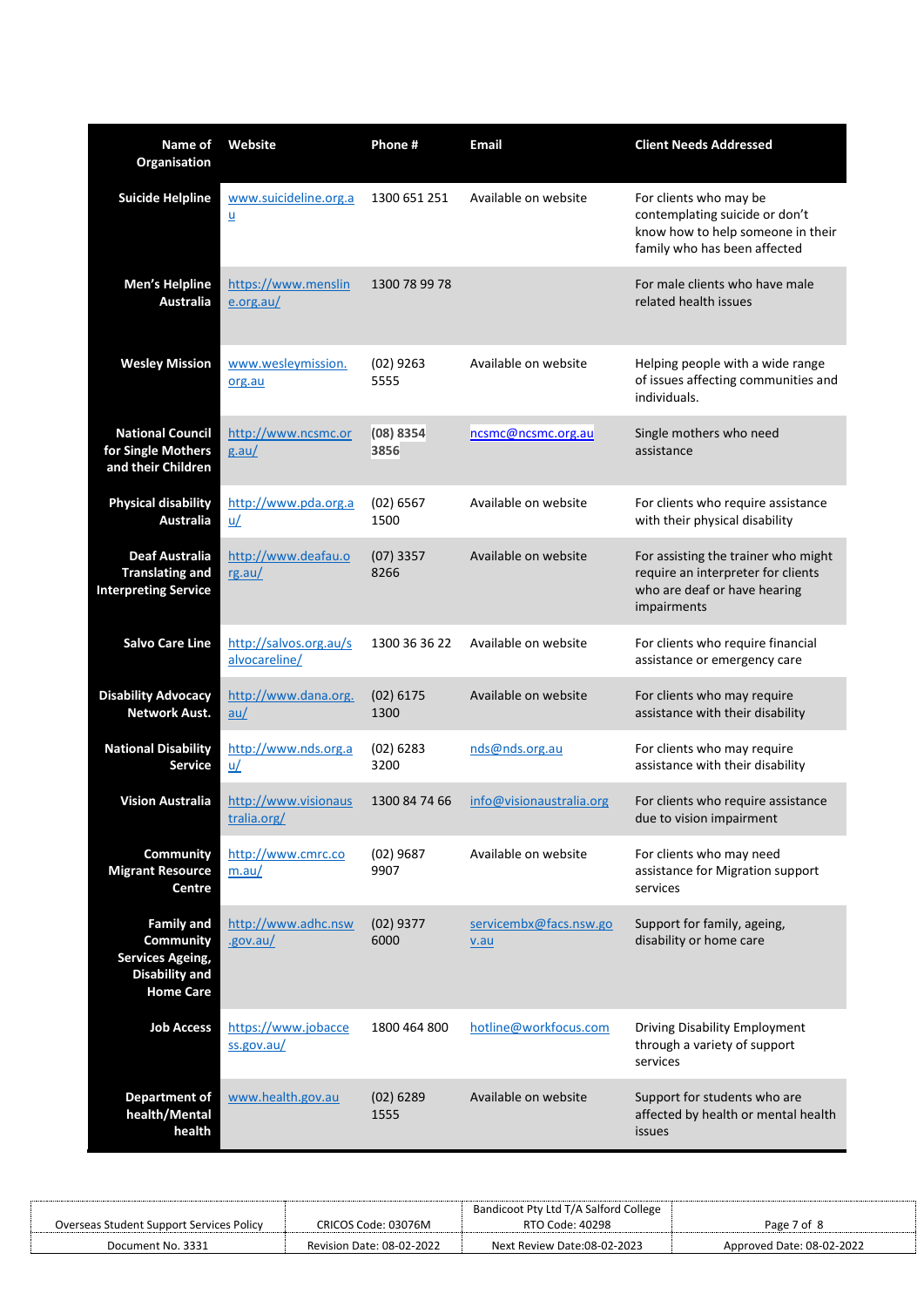| Name of Organisation | Website | Phone # | Email | Client Needs Addressed |
|---|---|---|---|---|
| **Suicide Helpline** | www.suicideline.org.au | 1300 651 251 | Available on website | For clients who may be contemplating suicide or don't know how to help someone in their family who has been affected |
| **Men's Helpline Australia** | https://www.mensline.org.au/ | 1300 78 99 78 | | For male clients who have male related health issues |
| **Wesley Mission** | www.wesleymission.org.au | (02) 9263 5555 | Available on website | Helping people with a wide range of issues affecting communities and individuals. |
| **National Council for Single Mothers and their Children** | http://www.ncsmc.org.au/ | **(08) 8354 3856** | ncsmc@ncsmc.org.au | Single mothers who need assistance |
| **Physical disability Australia** | http://www.pda.org.au/ | (02) 6567 1500 | Available on website | For clients who require assistance with their physical disability |
| **Deaf Australia Translating and Interpreting Service** | http://www.deafau.org.au/ | (07) 3357 8266 | Available on website | For assisting the trainer who might require an interpreter for clients who are deaf or have hearing impairments |
| **Salvo Care Line** | http://salvos.org.au/salvocareline/ | 1300 36 36 22 | Available on website | For clients who require financial assistance or emergency care |
| **Disability Advocacy Network Aust.** | http://www.dana.org.au/ | (02) 6175 1300 | Available on website | For clients who may require assistance with their disability |
| **National Disability Service** | http://www.nds.org.au/ | (02) 6283 3200 | nds@nds.org.au | For clients who may require assistance with their disability |
| **Vision Australia** | http://www.visionaustralia.org/ | 1300 84 74 66 | info@visionaustralia.org | For clients who require assistance due to vision impairment |
| **Community Migrant Resource Centre** | http://www.cmrc.com.au/ | (02) 9687 9907 | Available on website | For clients who may need assistance for Migration support services |
| **Family and Community Services Ageing, Disability and Home Care** | http://www.adhc.nsw.gov.au/ | (02) 9377 6000 | servicembx@facs.nsw.gov.au | Support for family, ageing, disability or home care |
| **Job Access** | https://www.jobaccess.gov.au/ | 1800 464 800 | hotline@workfocus.com | Driving Disability Employment through a variety of support services |
| **Department of health/Mental health** | www.health.gov.au | (02) 6289 1555 | Available on website | Support for students who are affected by health or mental health issues |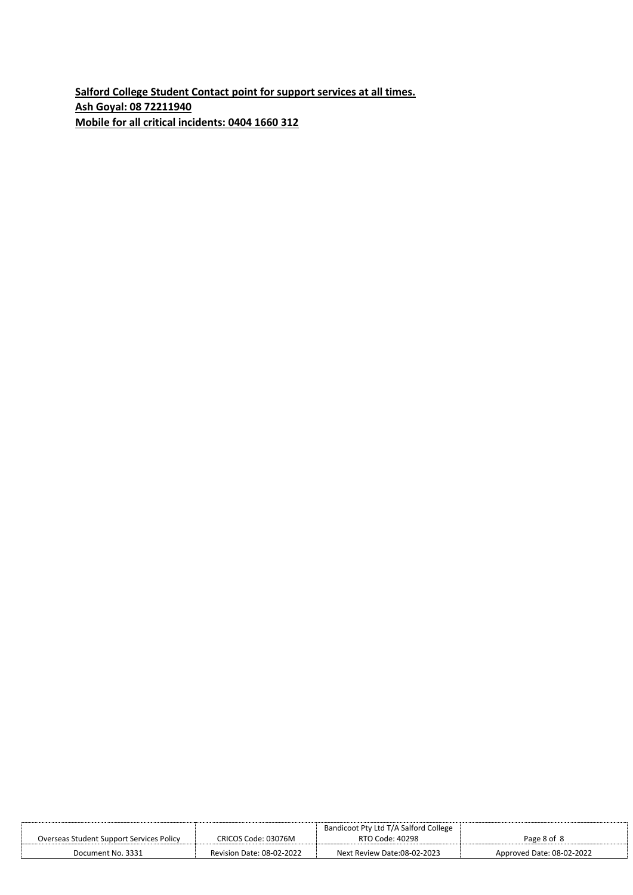**<u>Salford College Student Contact point for support services at all times.</u>**
**<u>Ash Goyal: 08 72211940</u>**
**<u>Mobile for all critical incidents: 0404 1660 312</u>**